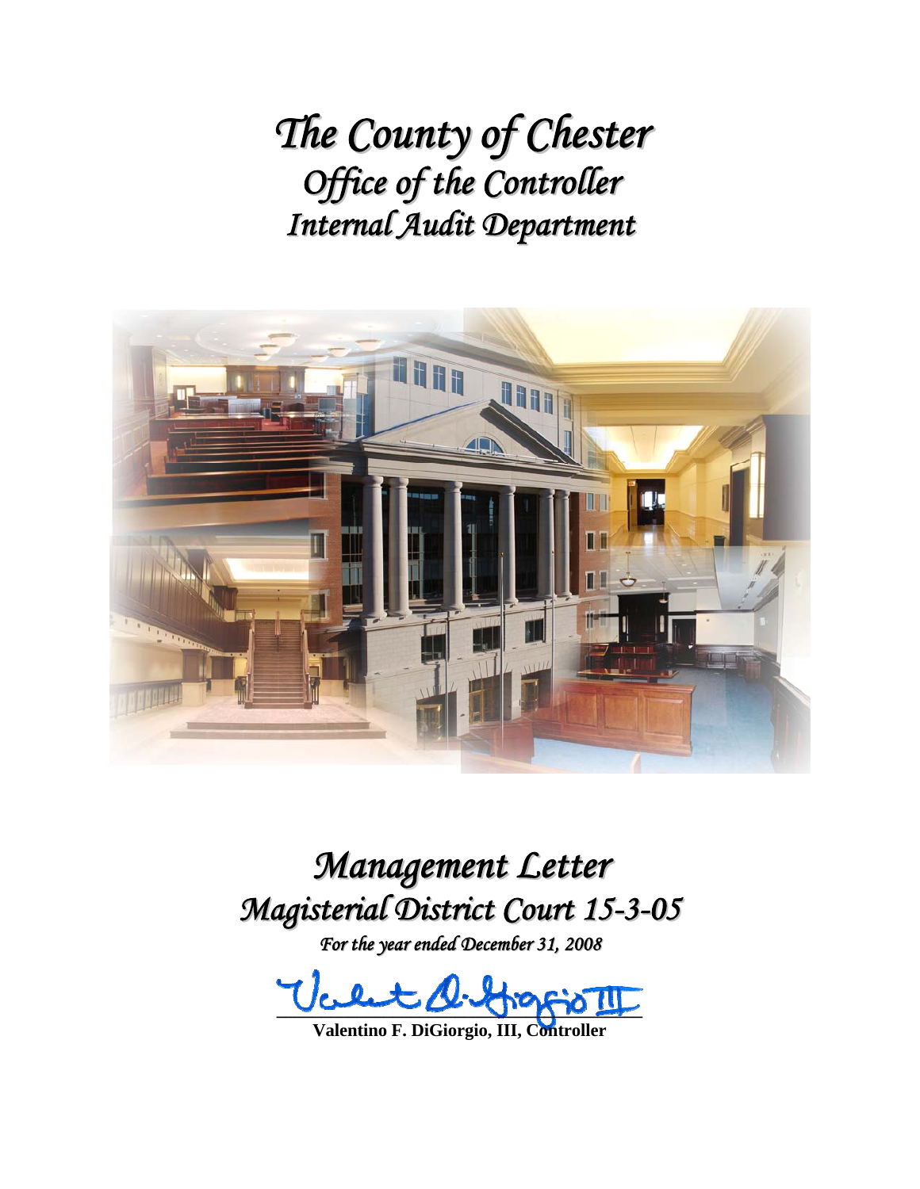# *The County of Chester*
## *Office of the Controller*
## *Internal Audit Department*

# *Management Letter*
# *Magisterial District Court 15-3-05*

*For the year ended December 31, 2008*

**Valentino F. DiGiorgio, III, Controller**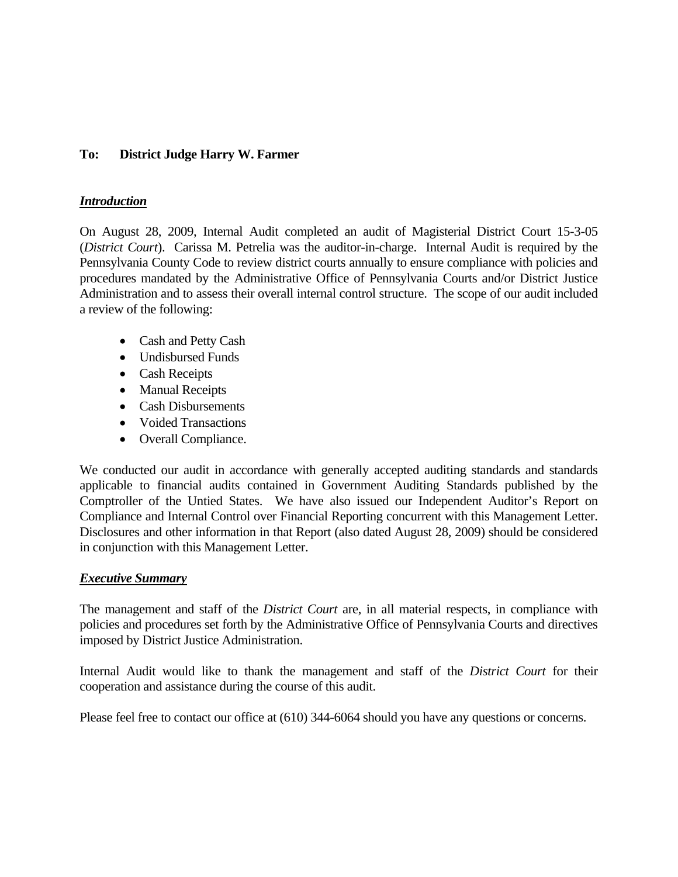**To: District Judge Harry W. Farmer**

***Introduction***

On August 28, 2009, Internal Audit completed an audit of Magisterial District Court 15-3-05 (*District Court*). Carissa M. Petrelia was the auditor-in-charge. Internal Audit is required by the Pennsylvania County Code to review district courts annually to ensure compliance with policies and procedures mandated by the Administrative Office of Pennsylvania Courts and/or District Justice Administration and to assess their overall internal control structure. The scope of our audit included a review of the following:

- Cash and Petty Cash
- Undisbursed Funds
- Cash Receipts
- Manual Receipts
- Cash Disbursements
- Voided Transactions
- Overall Compliance.

We conducted our audit in accordance with generally accepted auditing standards and standards applicable to financial audits contained in Government Auditing Standards published by the Comptroller of the Untied States. We have also issued our Independent Auditor's Report on Compliance and Internal Control over Financial Reporting concurrent with this Management Letter. Disclosures and other information in that Report (also dated August 28, 2009) should be considered in conjunction with this Management Letter.

***Executive Summary***

The management and staff of the *District Court* are, in all material respects, in compliance with policies and procedures set forth by the Administrative Office of Pennsylvania Courts and directives imposed by District Justice Administration.

Internal Audit would like to thank the management and staff of the *District Court* for their cooperation and assistance during the course of this audit.

Please feel free to contact our office at (610) 344-6064 should you have any questions or concerns.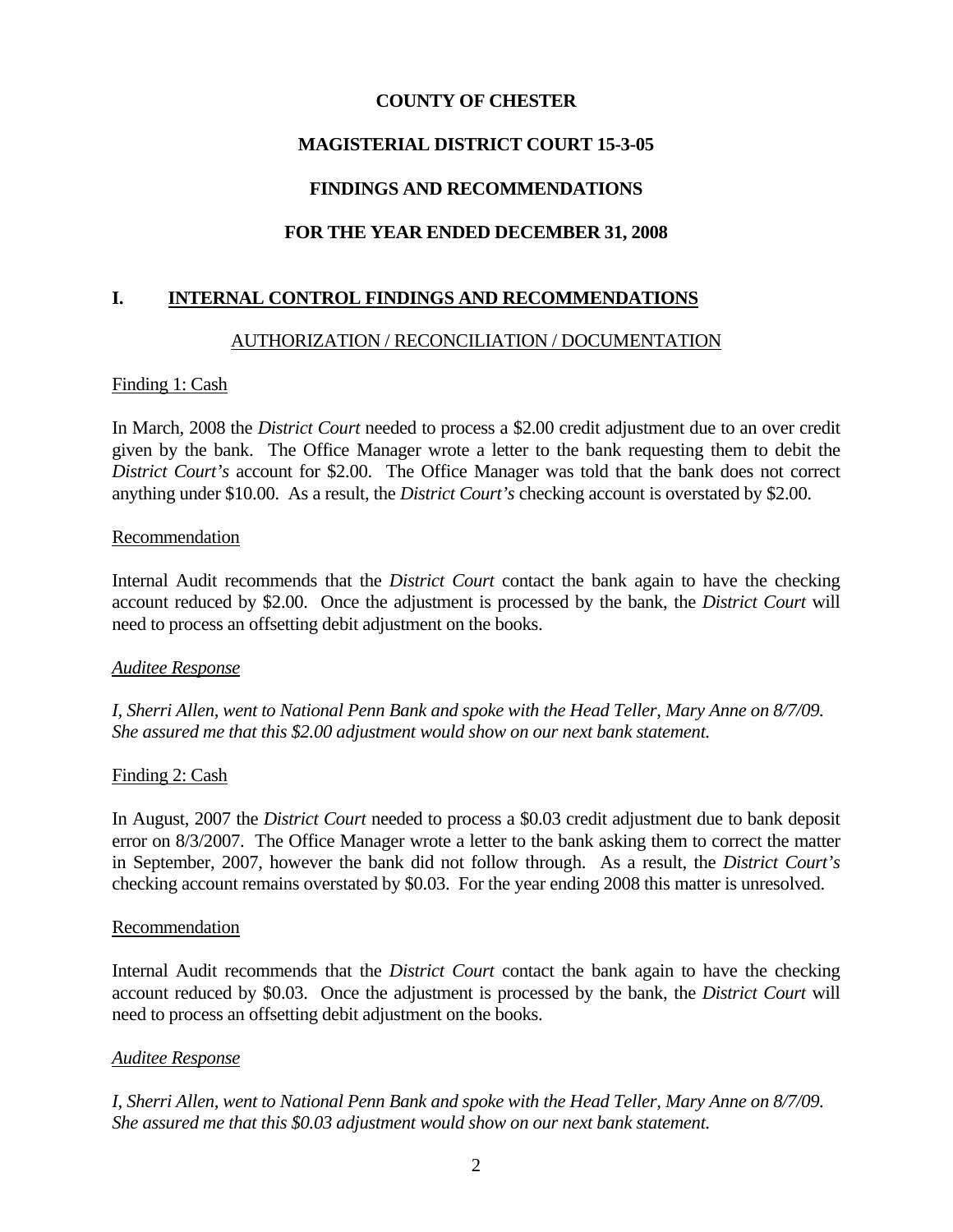**COUNTY OF CHESTER**

**MAGISTERIAL DISTRICT COURT 15-3-05**

**FINDINGS AND RECOMMENDATIONS**

**FOR THE YEAR ENDED DECEMBER 31, 2008**

## I. INTERNAL CONTROL FINDINGS AND RECOMMENDATIONS

AUTHORIZATION / RECONCILIATION / DOCUMENTATION

Finding 1: Cash

In March, 2008 the *District Court* needed to process a $2.00 credit adjustment due to an over credit given by the bank. The Office Manager wrote a letter to the bank requesting them to debit the *District Court's* account for $2.00. The Office Manager was told that the bank does not correct anything under $10.00. As a result, the *District Court's* checking account is overstated by $2.00.

Recommendation

Internal Audit recommends that the *District Court* contact the bank again to have the checking account reduced by $2.00. Once the adjustment is processed by the bank, the *District Court* will need to process an offsetting debit adjustment on the books.

*Auditee Response*

*I, Sherri Allen, went to National Penn Bank and spoke with the Head Teller, Mary Anne on 8/7/09. She assured me that this $2.00 adjustment would show on our next bank statement.*

Finding 2: Cash

In August, 2007 the *District Court* needed to process a $0.03 credit adjustment due to bank deposit error on 8/3/2007. The Office Manager wrote a letter to the bank asking them to correct the matter in September, 2007, however the bank did not follow through. As a result, the *District Court's* checking account remains overstated by $0.03. For the year ending 2008 this matter is unresolved.

Recommendation

Internal Audit recommends that the *District Court* contact the bank again to have the checking account reduced by $0.03. Once the adjustment is processed by the bank, the *District Court* will need to process an offsetting debit adjustment on the books.

*Auditee Response*

*I, Sherri Allen, went to National Penn Bank and spoke with the Head Teller, Mary Anne on 8/7/09. She assured me that this $0.03 adjustment would show on our next bank statement.*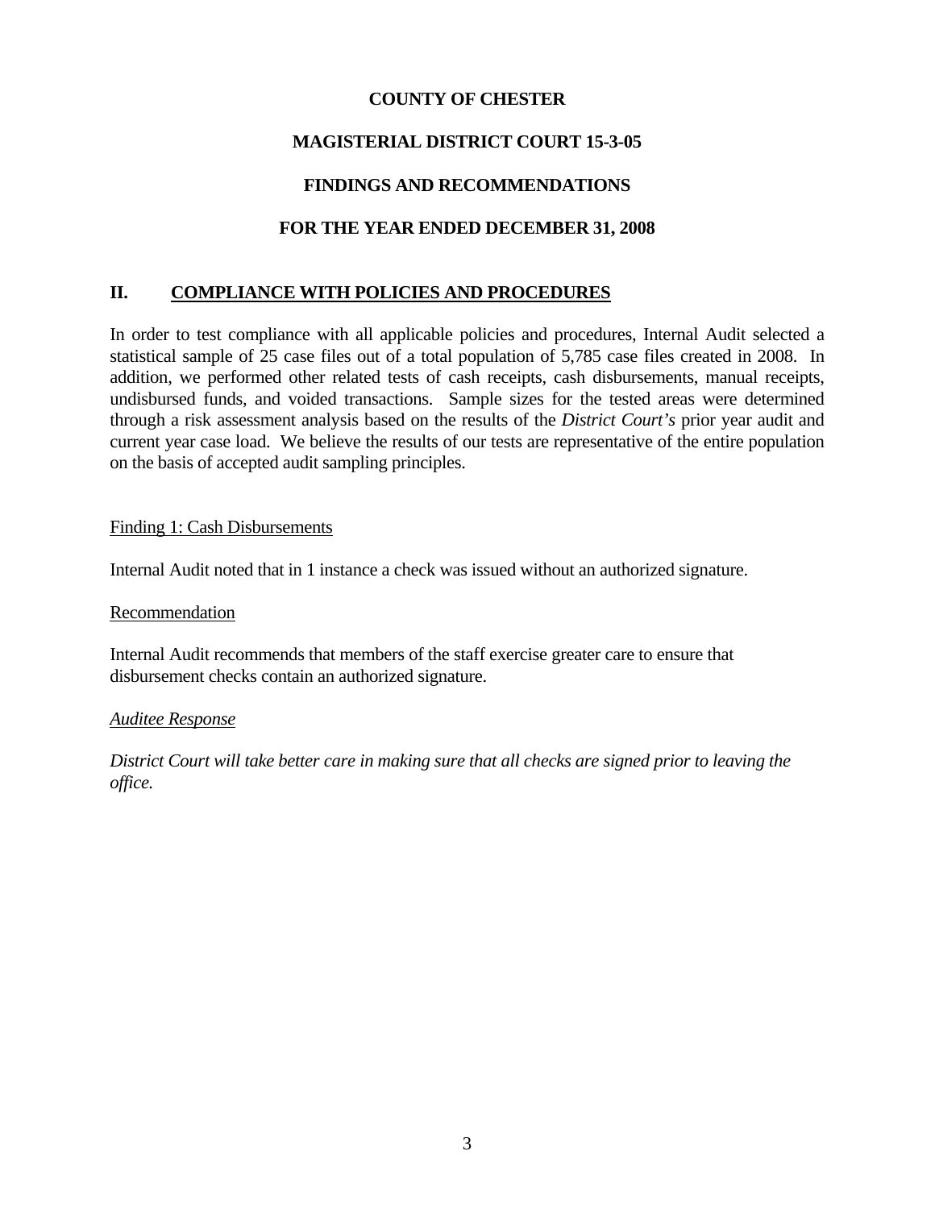**COUNTY OF CHESTER**

**MAGISTERIAL DISTRICT COURT 15-3-05**

**FINDINGS AND RECOMMENDATIONS**

**FOR THE YEAR ENDED DECEMBER 31, 2008**

## II. COMPLIANCE WITH POLICIES AND PROCEDURES

In order to test compliance with all applicable policies and procedures, Internal Audit selected a statistical sample of 25 case files out of a total population of 5,785 case files created in 2008. In addition, we performed other related tests of cash receipts, cash disbursements, manual receipts, undisbursed funds, and voided transactions. Sample sizes for the tested areas were determined through a risk assessment analysis based on the results of the *District Court's* prior year audit and current year case load. We believe the results of our tests are representative of the entire population on the basis of accepted audit sampling principles.

<u>Finding 1: Cash Disbursements</u>

Internal Audit noted that in 1 instance a check was issued without an authorized signature.

<u>Recommendation</u>

Internal Audit recommends that members of the staff exercise greater care to ensure that disbursement checks contain an authorized signature.

<u>*Auditee Response*</u>

*District Court will take better care in making sure that all checks are signed prior to leaving the office.*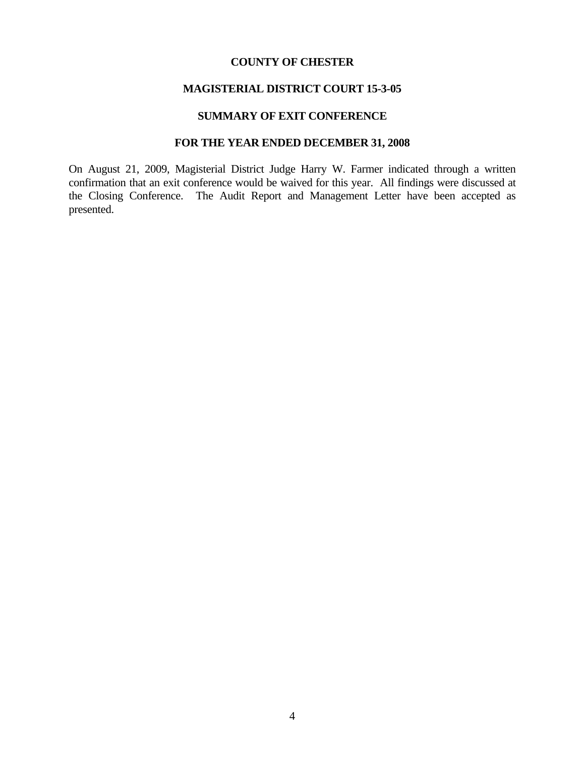**COUNTY OF CHESTER**

**MAGISTERIAL DISTRICT COURT 15-3-05**

**SUMMARY OF EXIT CONFERENCE**

**FOR THE YEAR ENDED DECEMBER 31, 2008**

On August 21, 2009, Magisterial District Judge Harry W. Farmer indicated through a written confirmation that an exit conference would be waived for this year. All findings were discussed at the Closing Conference. The Audit Report and Management Letter have been accepted as presented.